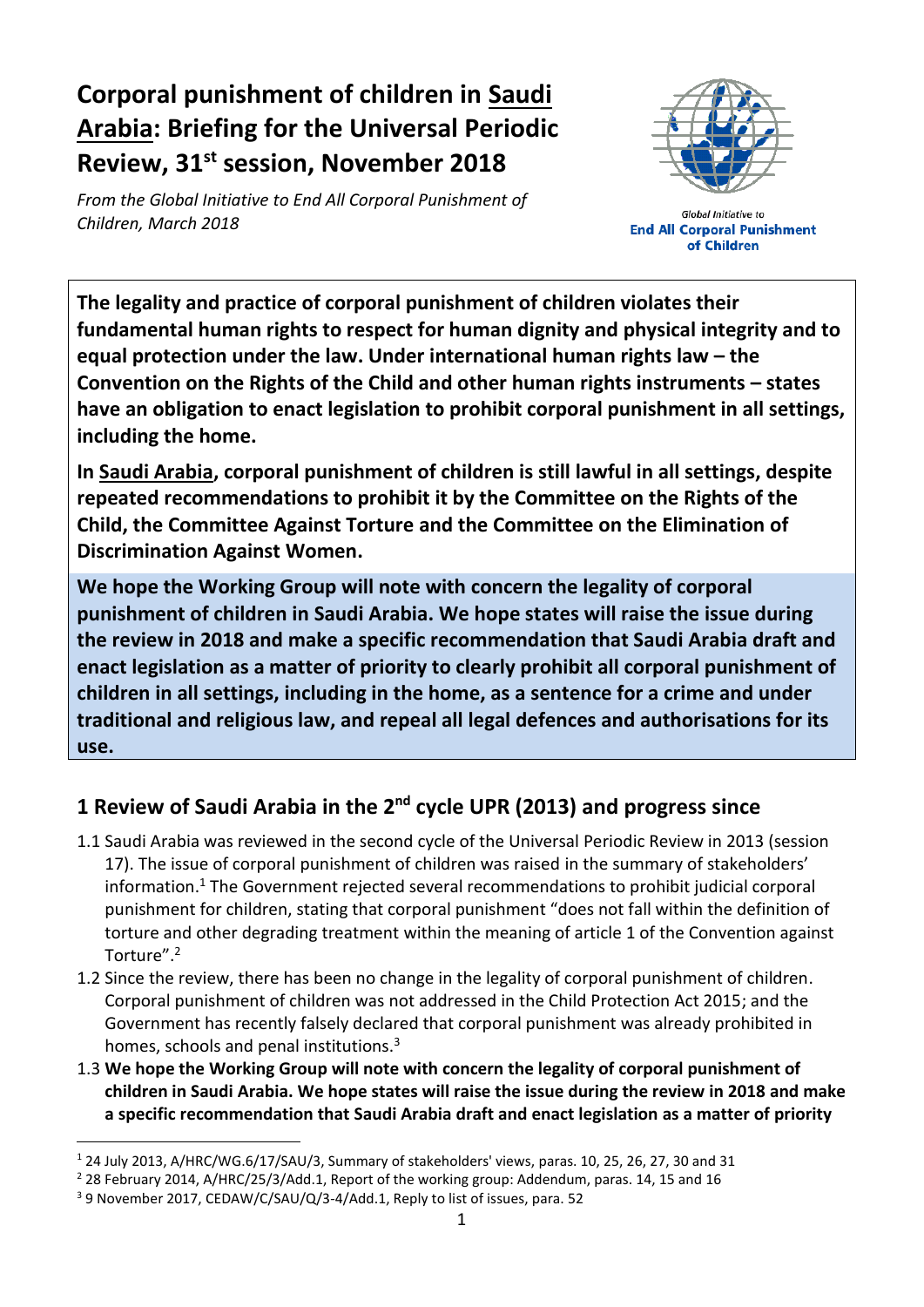# Corporal punishment of children in Saudi Arabia: Briefing for the Universal Periodic Review, 31st session, November 2018

*From the Global Initiative to End All Corporal Punishment of Children, March 2018*

Global Initiative to
**End All Corporal Punishment of Children**

**The legality and practice of corporal punishment of children violates their fundamental human rights to respect for human dignity and physical integrity and to equal protection under the law. Under international human rights law – the Convention on the Rights of the Child and other human rights instruments – states have an obligation to enact legislation to prohibit corporal punishment in all settings, including the home.**

**In Saudi Arabia, corporal punishment of children is still lawful in all settings, despite repeated recommendations to prohibit it by the Committee on the Rights of the Child, the Committee Against Torture and the Committee on the Elimination of Discrimination Against Women.**

**We hope the Working Group will note with concern the legality of corporal punishment of children in Saudi Arabia. We hope states will raise the issue during the review in 2018 and make a specific recommendation that Saudi Arabia draft and enact legislation as a matter of priority to clearly prohibit all corporal punishment of children in all settings, including in the home, as a sentence for a crime and under traditional and religious law, and repeal all legal defences and authorisations for its use.**

## 1 Review of Saudi Arabia in the 2nd cycle UPR (2013) and progress since

1.1 Saudi Arabia was reviewed in the second cycle of the Universal Periodic Review in 2013 (session 17). The issue of corporal punishment of children was raised in the summary of stakeholders' information.[1] The Government rejected several recommendations to prohibit judicial corporal punishment for children, stating that corporal punishment "does not fall within the definition of torture and other degrading treatment within the meaning of article 1 of the Convention against Torture".[2]

1.2 Since the review, there has been no change in the legality of corporal punishment of children. Corporal punishment of children was not addressed in the Child Protection Act 2015; and the Government has recently falsely declared that corporal punishment was already prohibited in homes, schools and penal institutions.[3]

1.3 **We hope the Working Group will note with concern the legality of corporal punishment of children in Saudi Arabia. We hope states will raise the issue during the review in 2018 and make a specific recommendation that Saudi Arabia draft and enact legislation as a matter of priority**

---

[1] 24 July 2013, A/HRC/WG.6/17/SAU/3, Summary of stakeholders' views, paras. 10, 25, 26, 27, 30 and 31

[2] 28 February 2014, A/HRC/25/3/Add.1, Report of the working group: Addendum, paras. 14, 15 and 16

[3] 9 November 2017, CEDAW/C/SAU/Q/3-4/Add.1, Reply to list of issues, para. 52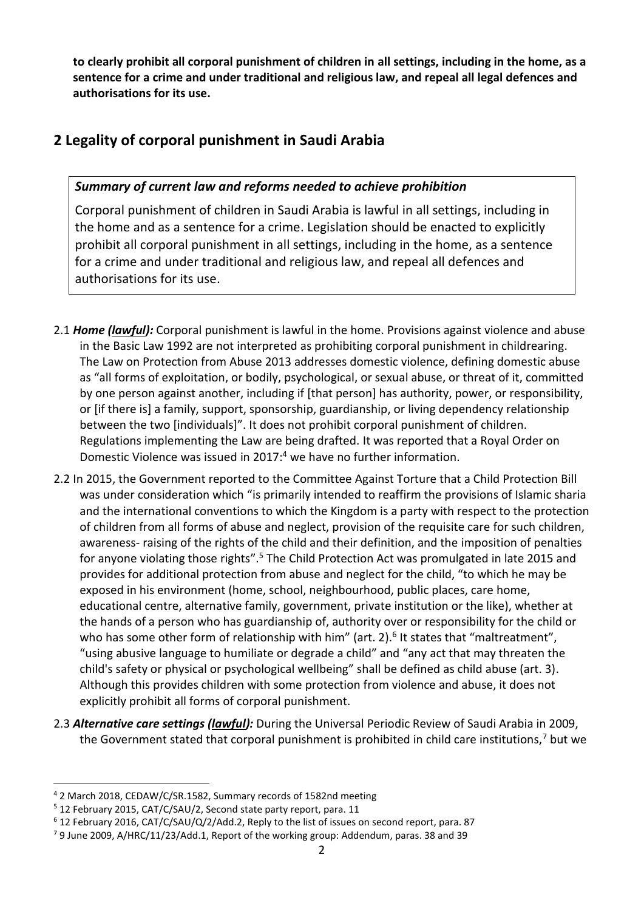**to clearly prohibit all corporal punishment of children in all settings, including in the home, as a sentence for a crime and under traditional and religious law, and repeal all legal defences and authorisations for its use.**

## 2 Legality of corporal punishment in Saudi Arabia

> ***Summary of current law and reforms needed to achieve prohibition***
>
> Corporal punishment of children in Saudi Arabia is lawful in all settings, including in the home and as a sentence for a crime. Legislation should be enacted to explicitly prohibit all corporal punishment in all settings, including in the home, as a sentence for a crime and under traditional and religious law, and repeal all defences and authorisations for its use.

2.1 ***Home (lawful):*** Corporal punishment is lawful in the home. Provisions against violence and abuse in the Basic Law 1992 are not interpreted as prohibiting corporal punishment in childrearing. The Law on Protection from Abuse 2013 addresses domestic violence, defining domestic abuse as "all forms of exploitation, or bodily, psychological, or sexual abuse, or threat of it, committed by one person against another, including if [that person] has authority, power, or responsibility, or [if there is] a family, support, sponsorship, guardianship, or living dependency relationship between the two [individuals]". It does not prohibit corporal punishment of children. Regulations implementing the Law are being drafted. It was reported that a Royal Order on Domestic Violence was issued in 2017:[4] we have no further information.

2.2 In 2015, the Government reported to the Committee Against Torture that a Child Protection Bill was under consideration which "is primarily intended to reaffirm the provisions of Islamic sharia and the international conventions to which the Kingdom is a party with respect to the protection of children from all forms of abuse and neglect, provision of the requisite care for such children, awareness- raising of the rights of the child and their definition, and the imposition of penalties for anyone violating those rights".[5] The Child Protection Act was promulgated in late 2015 and provides for additional protection from abuse and neglect for the child, "to which he may be exposed in his environment (home, school, neighbourhood, public places, care home, educational centre, alternative family, government, private institution or the like), whether at the hands of a person who has guardianship of, authority over or responsibility for the child or who has some other form of relationship with him" (art. 2).[6] It states that "maltreatment", "using abusive language to humiliate or degrade a child" and "any act that may threaten the child's safety or physical or psychological wellbeing" shall be defined as child abuse (art. 3). Although this provides children with some protection from violence and abuse, it does not explicitly prohibit all forms of corporal punishment.

2.3 ***Alternative care settings (lawful):*** During the Universal Periodic Review of Saudi Arabia in 2009, the Government stated that corporal punishment is prohibited in child care institutions,[7] but we

---

[4] 2 March 2018, CEDAW/C/SR.1582, Summary records of 1582nd meeting

[5] 12 February 2015, CAT/C/SAU/2, Second state party report, para. 11

[6] 12 February 2016, CAT/C/SAU/Q/2/Add.2, Reply to the list of issues on second report, para. 87

[7] 9 June 2009, A/HRC/11/23/Add.1, Report of the working group: Addendum, paras. 38 and 39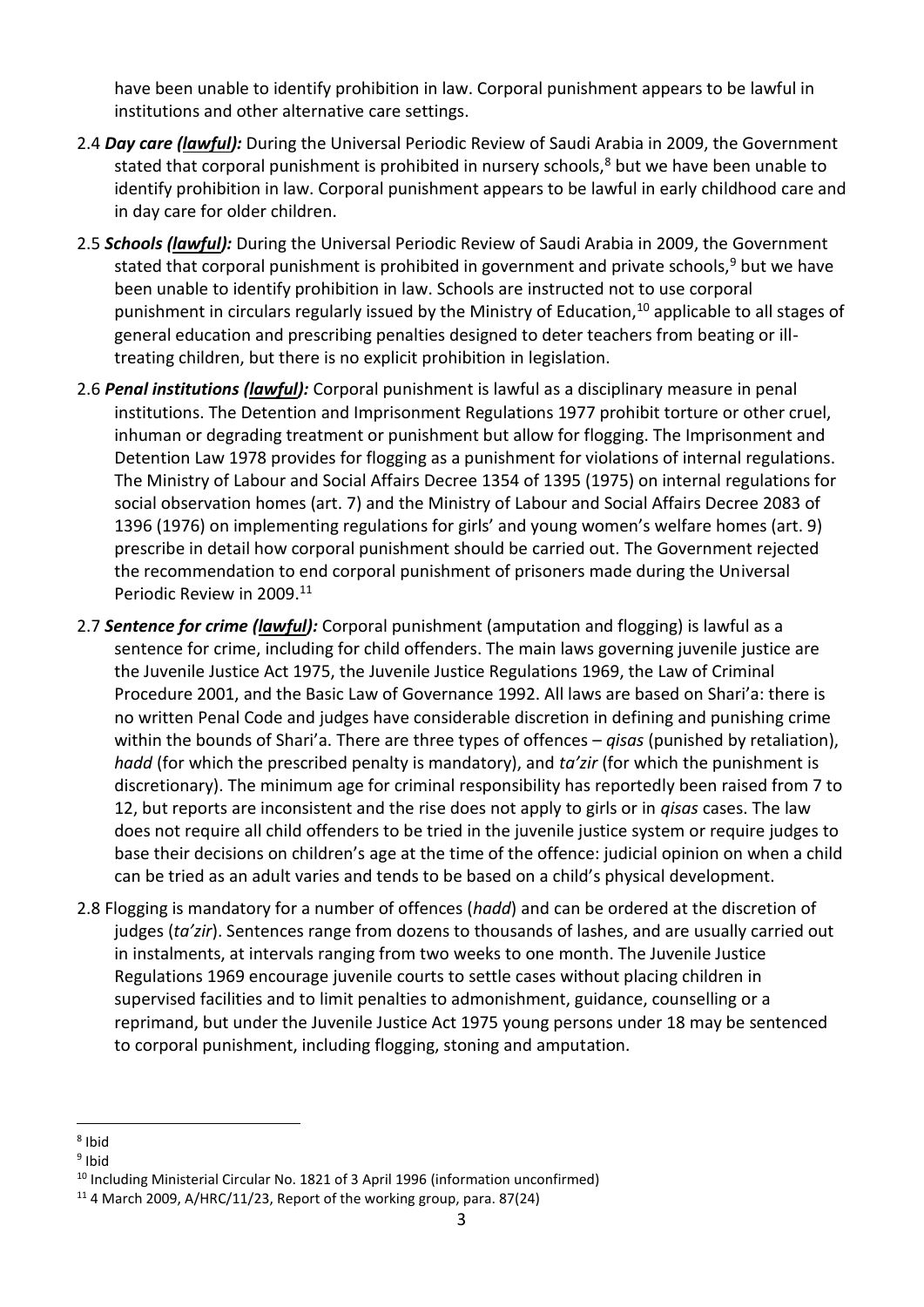have been unable to identify prohibition in law. Corporal punishment appears to be lawful in institutions and other alternative care settings.

2.4 ***Day care (lawful):*** During the Universal Periodic Review of Saudi Arabia in 2009, the Government stated that corporal punishment is prohibited in nursery schools,[8] but we have been unable to identify prohibition in law. Corporal punishment appears to be lawful in early childhood care and in day care for older children.

2.5 ***Schools (lawful):*** During the Universal Periodic Review of Saudi Arabia in 2009, the Government stated that corporal punishment is prohibited in government and private schools,[9] but we have been unable to identify prohibition in law. Schools are instructed not to use corporal punishment in circulars regularly issued by the Ministry of Education,[10] applicable to all stages of general education and prescribing penalties designed to deter teachers from beating or ill-treating children, but there is no explicit prohibition in legislation.

2.6 ***Penal institutions (lawful):*** Corporal punishment is lawful as a disciplinary measure in penal institutions. The Detention and Imprisonment Regulations 1977 prohibit torture or other cruel, inhuman or degrading treatment or punishment but allow for flogging. The Imprisonment and Detention Law 1978 provides for flogging as a punishment for violations of internal regulations. The Ministry of Labour and Social Affairs Decree 1354 of 1395 (1975) on internal regulations for social observation homes (art. 7) and the Ministry of Labour and Social Affairs Decree 2083 of 1396 (1976) on implementing regulations for girls' and young women's welfare homes (art. 9) prescribe in detail how corporal punishment should be carried out. The Government rejected the recommendation to end corporal punishment of prisoners made during the Universal Periodic Review in 2009.[11]

2.7 ***Sentence for crime (lawful):*** Corporal punishment (amputation and flogging) is lawful as a sentence for crime, including for child offenders. The main laws governing juvenile justice are the Juvenile Justice Act 1975, the Juvenile Justice Regulations 1969, the Law of Criminal Procedure 2001, and the Basic Law of Governance 1992. All laws are based on Shari'a: there is no written Penal Code and judges have considerable discretion in defining and punishing crime within the bounds of Shari'a. There are three types of offences – *qisas* (punished by retaliation), *hadd* (for which the prescribed penalty is mandatory), and *ta'zir* (for which the punishment is discretionary). The minimum age for criminal responsibility has reportedly been raised from 7 to 12, but reports are inconsistent and the rise does not apply to girls or in *qisas* cases. The law does not require all child offenders to be tried in the juvenile justice system or require judges to base their decisions on children's age at the time of the offence: judicial opinion on when a child can be tried as an adult varies and tends to be based on a child's physical development.

2.8 Flogging is mandatory for a number of offences (*hadd*) and can be ordered at the discretion of judges (*ta'zir*). Sentences range from dozens to thousands of lashes, and are usually carried out in instalments, at intervals ranging from two weeks to one month. The Juvenile Justice Regulations 1969 encourage juvenile courts to settle cases without placing children in supervised facilities and to limit penalties to admonishment, guidance, counselling or a reprimand, but under the Juvenile Justice Act 1975 young persons under 18 may be sentenced to corporal punishment, including flogging, stoning and amputation.

---

[8] Ibid

[9] Ibid

[10] Including Ministerial Circular No. 1821 of 3 April 1996 (information unconfirmed)

[11] 4 March 2009, A/HRC/11/23, Report of the working group, para. 87(24)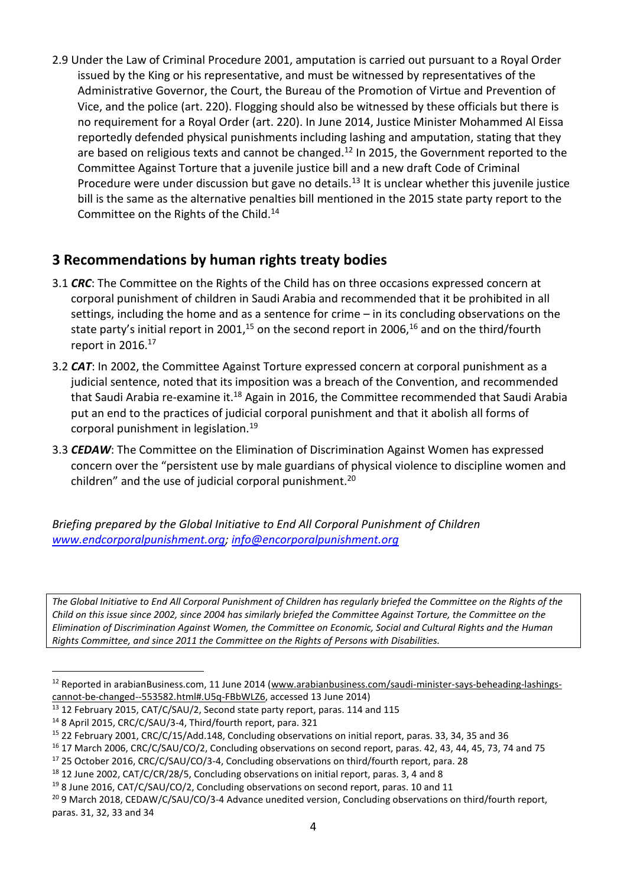2.9 Under the Law of Criminal Procedure 2001, amputation is carried out pursuant to a Royal Order issued by the King or his representative, and must be witnessed by representatives of the Administrative Governor, the Court, the Bureau of the Promotion of Virtue and Prevention of Vice, and the police (art. 220). Flogging should also be witnessed by these officials but there is no requirement for a Royal Order (art. 220). In June 2014, Justice Minister Mohammed Al Eissa reportedly defended physical punishments including lashing and amputation, stating that they are based on religious texts and cannot be changed.[12] In 2015, the Government reported to the Committee Against Torture that a juvenile justice bill and a new draft Code of Criminal Procedure were under discussion but gave no details.[13] It is unclear whether this juvenile justice bill is the same as the alternative penalties bill mentioned in the 2015 state party report to the Committee on the Rights of the Child.[14]

## 3 Recommendations by human rights treaty bodies

3.1 ***CRC***: The Committee on the Rights of the Child has on three occasions expressed concern at corporal punishment of children in Saudi Arabia and recommended that it be prohibited in all settings, including the home and as a sentence for crime – in its concluding observations on the state party's initial report in 2001,[15] on the second report in 2006,[16] and on the third/fourth report in 2016.[17]

3.2 ***CAT***: In 2002, the Committee Against Torture expressed concern at corporal punishment as a judicial sentence, noted that its imposition was a breach of the Convention, and recommended that Saudi Arabia re-examine it.[18] Again in 2016, the Committee recommended that Saudi Arabia put an end to the practices of judicial corporal punishment and that it abolish all forms of corporal punishment in legislation.[19]

3.3 ***CEDAW***: The Committee on the Elimination of Discrimination Against Women has expressed concern over the "persistent use by male guardians of physical violence to discipline women and children" and the use of judicial corporal punishment.[20]

*Briefing prepared by the Global Initiative to End All Corporal Punishment of Children [www.endcorporalpunishment.org](www.endcorporalpunishment.org); [info@encorporalpunishment.org](mailto:info@encorporalpunishment.org)*

*The Global Initiative to End All Corporal Punishment of Children has regularly briefed the Committee on the Rights of the Child on this issue since 2002, since 2004 has similarly briefed the Committee Against Torture, the Committee on the Elimination of Discrimination Against Women, the Committee on Economic, Social and Cultural Rights and the Human Rights Committee, and since 2011 the Committee on the Rights of Persons with Disabilities.*

---

[12] Reported in arabianBusiness.com, 11 June 2014 (www.arabianbusiness.com/saudi-minister-says-beheading-lashings-cannot-be-changed--553582.html#.U5q-FBbWLZ6, accessed 13 June 2014)

[13] 12 February 2015, CAT/C/SAU/2, Second state party report, paras. 114 and 115

[14] 8 April 2015, CRC/C/SAU/3-4, Third/fourth report, para. 321

[15] 22 February 2001, CRC/C/15/Add.148, Concluding observations on initial report, paras. 33, 34, 35 and 36

[16] 17 March 2006, CRC/C/SAU/CO/2, Concluding observations on second report, paras. 42, 43, 44, 45, 73, 74 and 75

[17] 25 October 2016, CRC/C/SAU/CO/3-4, Concluding observations on third/fourth report, para. 28

[18] 12 June 2002, CAT/C/CR/28/5, Concluding observations on initial report, paras. 3, 4 and 8

[19] 8 June 2016, CAT/C/SAU/CO/2, Concluding observations on second report, paras. 10 and 11

[20] 9 March 2018, CEDAW/C/SAU/CO/3-4 Advance unedited version, Concluding observations on third/fourth report, paras. 31, 32, 33 and 34